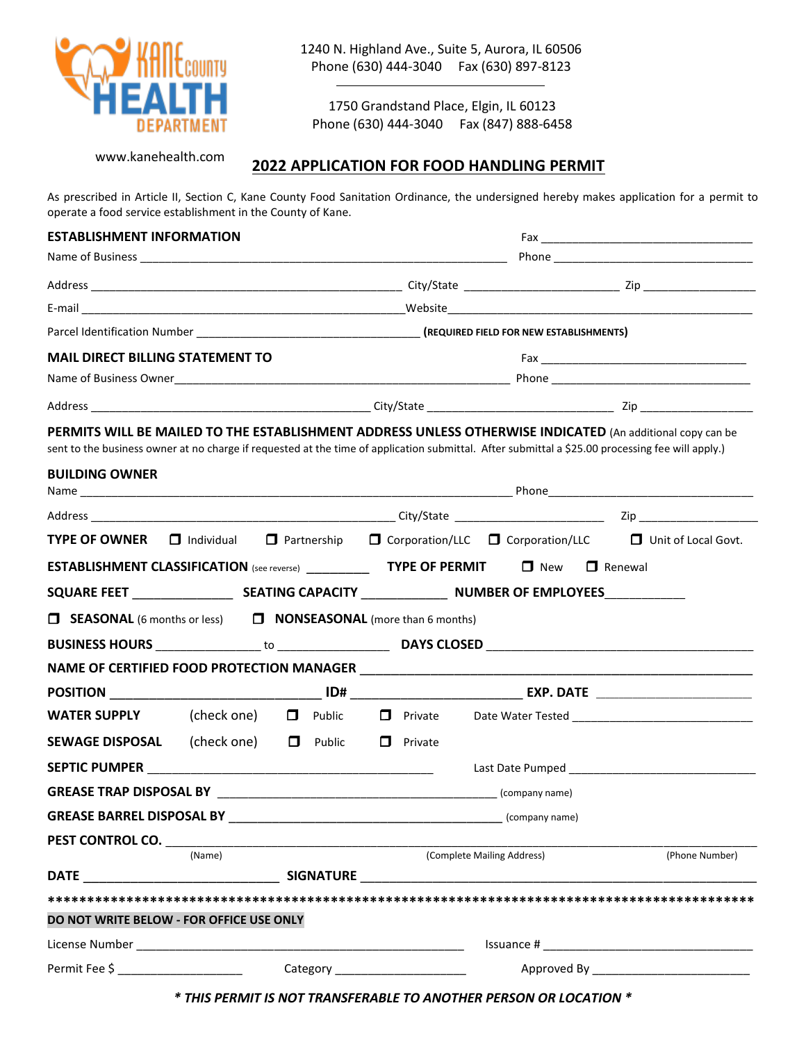Kane County Health Department

1240 N. Highland Ave., Suite 5, Aurora, IL 60506
Phone (630) 444-3040 Fax (630) 897-8123

1750 Grandstand Place, Elgin, IL 60123
Phone (630) 444-3040 Fax (847) 888-6458

www.kanehealth.com

# 2022 APPLICATION FOR FOOD HANDLING PERMIT

As prescribed in Article II, Section C, Kane County Food Sanitation Ordinance, the undersigned hereby makes application for a permit to operate a food service establishment in the County of Kane.

**ESTABLISHMENT INFORMATION** Fax ______________________

Name of Business ______________________ Phone ______________________

Address ______________________ City/State ______________ Zip ____________

E-mail ______________________ Website ______________________

Parcel Identification Number ______________________ **(REQUIRED FIELD FOR NEW ESTABLISHMENTS)**

**MAIL DIRECT BILLING STATEMENT TO** Fax ______________________

Name of Business Owner ______________________ Phone ______________________

Address ______________________ City/State ______________ Zip ____________

**PERMITS WILL BE MAILED TO THE ESTABLISHMENT ADDRESS UNLESS OTHERWISE INDICATED** (An additional copy can be sent to the business owner at no charge if requested at the time of application submittal. After submittal a $25.00 processing fee will apply.)

**BUILDING OWNER**

Name ______________________ Phone ______________________

Address ______________________ City/State ______________ Zip ____________

**TYPE OF OWNER** ☐ Individual ☐ Partnership ☐ Corporation/LLC ☐ Corporation/LLC ☐ Unit of Local Govt.

**ESTABLISHMENT CLASSIFICATION** (see reverse) ________ **TYPE OF PERMIT** ☐ New ☐ Renewal

**SQUARE FEET** ____________ **SEATING CAPACITY** ____________ **NUMBER OF EMPLOYEES** ____________

☐ **SEASONAL** (6 months or less) ☐ **NONSEASONAL** (more than 6 months)

**BUSINESS HOURS** ____________ to ____________ **DAYS CLOSED** ______________________

**NAME OF CERTIFIED FOOD PROTECTION MANAGER** ______________________

**POSITION** ______________ **ID#** ______________ **EXP. DATE** ______________

**WATER SUPPLY** (check one) ☐ Public ☐ Private Date Water Tested ______________

**SEWAGE DISPOSAL** (check one) ☐ Public ☐ Private

**SEPTIC PUMPER** ______________________ Last Date Pumped ______________

**GREASE TRAP DISPOSAL BY** ______________________ (company name)

**GREASE BARREL DISPOSAL BY** ______________________ (company name)

**PEST CONTROL CO.** ______________________

(Name) (Complete Mailing Address) (Phone Number)

**DATE** ______________ **SIGNATURE** ______________________

*****************************************************************************************

**DO NOT WRITE BELOW - FOR OFFICE USE ONLY**

License Number ______________________ Issuance # ______________________

Permit Fee $ ____________ Category ____________ Approved By ____________

***\* THIS PERMIT IS NOT TRANSFERABLE TO ANOTHER PERSON OR LOCATION \****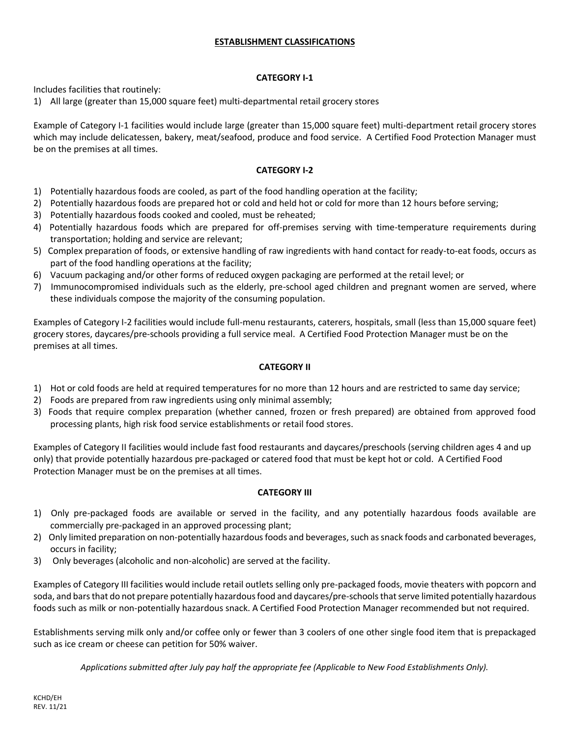## **ESTABLISHMENT CLASSIFICATIONS**

### CATEGORY I-1

Includes facilities that routinely:

1) All large (greater than 15,000 square feet) multi-departmental retail grocery stores

Example of Category I-1 facilities would include large (greater than 15,000 square feet) multi-department retail grocery stores which may include delicatessen, bakery, meat/seafood, produce and food service. A Certified Food Protection Manager must be on the premises at all times.

### CATEGORY I-2

1) Potentially hazardous foods are cooled, as part of the food handling operation at the facility;
2) Potentially hazardous foods are prepared hot or cold and held hot or cold for more than 12 hours before serving;
3) Potentially hazardous foods cooked and cooled, must be reheated;
4) Potentially hazardous foods which are prepared for off-premises serving with time-temperature requirements during transportation; holding and service are relevant;
5) Complex preparation of foods, or extensive handling of raw ingredients with hand contact for ready-to-eat foods, occurs as part of the food handling operations at the facility;
6) Vacuum packaging and/or other forms of reduced oxygen packaging are performed at the retail level; or
7) Immunocompromised individuals such as the elderly, pre-school aged children and pregnant women are served, where these individuals compose the majority of the consuming population.

Examples of Category I-2 facilities would include full-menu restaurants, caterers, hospitals, small (less than 15,000 square feet) grocery stores, daycares/pre-schools providing a full service meal. A Certified Food Protection Manager must be on the premises at all times.

### CATEGORY II

1) Hot or cold foods are held at required temperatures for no more than 12 hours and are restricted to same day service;
2) Foods are prepared from raw ingredients using only minimal assembly;
3) Foods that require complex preparation (whether canned, frozen or fresh prepared) are obtained from approved food processing plants, high risk food service establishments or retail food stores.

Examples of Category II facilities would include fast food restaurants and daycares/preschools (serving children ages 4 and up only) that provide potentially hazardous pre-packaged or catered food that must be kept hot or cold. A Certified Food Protection Manager must be on the premises at all times.

### CATEGORY III

1) Only pre-packaged foods are available or served in the facility, and any potentially hazardous foods available are commercially pre-packaged in an approved processing plant;
2) Only limited preparation on non-potentially hazardous foods and beverages, such as snack foods and carbonated beverages, occurs in facility;
3) Only beverages (alcoholic and non-alcoholic) are served at the facility.

Examples of Category III facilities would include retail outlets selling only pre-packaged foods, movie theaters with popcorn and soda, and bars that do not prepare potentially hazardous food and daycares/pre-schools that serve limited potentially hazardous foods such as milk or non-potentially hazardous snack. A Certified Food Protection Manager recommended but not required.

Establishments serving milk only and/or coffee only or fewer than 3 coolers of one other single food item that is prepackaged such as ice cream or cheese can petition for 50% waiver.

*Applications submitted after July pay half the appropriate fee (Applicable to New Food Establishments Only).*

KCHD/EH
REV. 11/21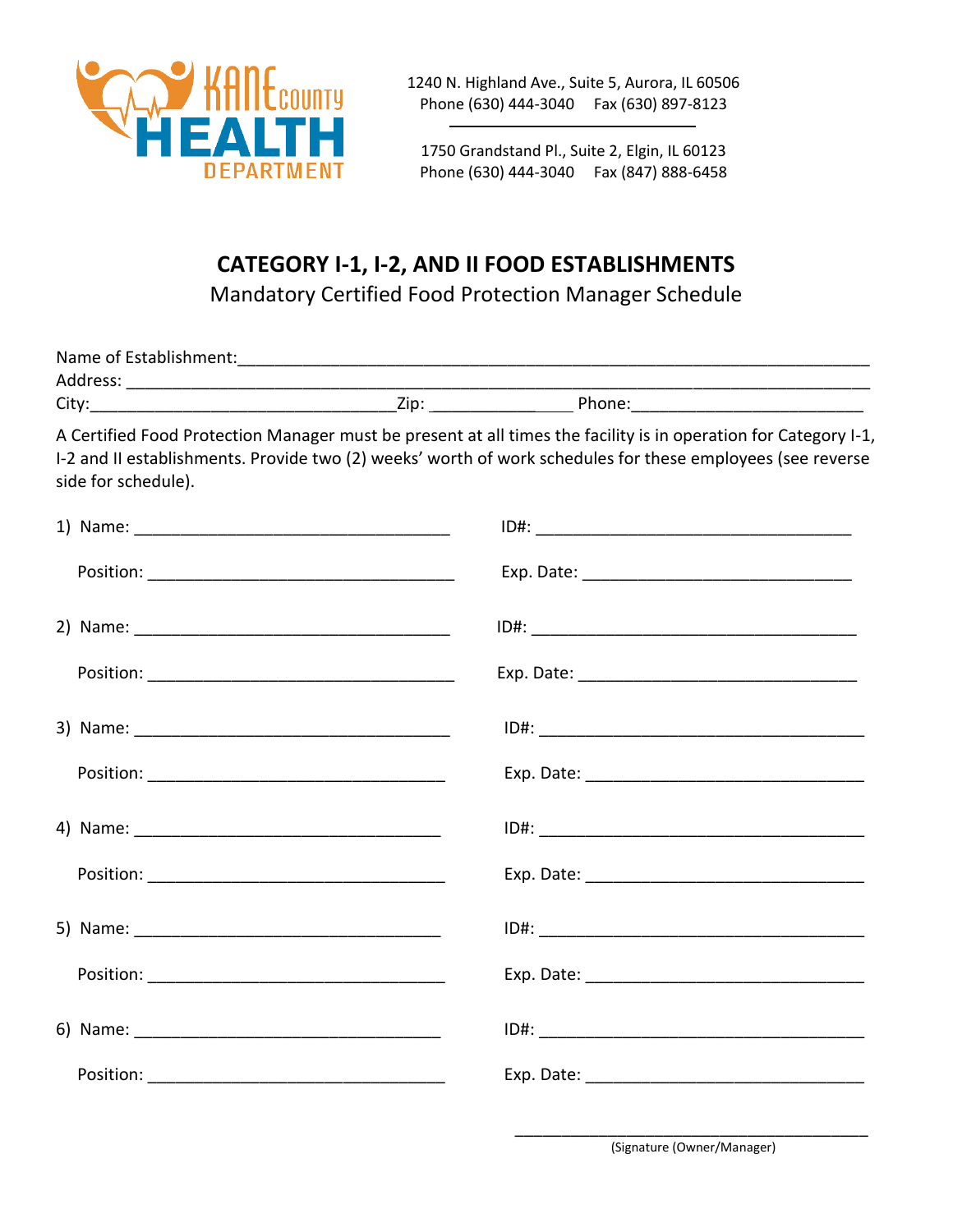Kane County Health Department

1240 N. Highland Ave., Suite 5, Aurora, IL 60506
Phone (630) 444-3040 Fax (630) 897-8123

1750 Grandstand Pl., Suite 2, Elgin, IL 60123
Phone (630) 444-3040 Fax (847) 888-6458

# CATEGORY I-1, I-2, AND II FOOD ESTABLISHMENTS

Mandatory Certified Food Protection Manager Schedule

Name of Establishment:______________________________________________________________________

Address: ___________________________________________________________________________

City:_________________________________Zip: ______________ Phone:________________________

A Certified Food Protection Manager must be present at all times the facility is in operation for Category I-1, I-2 and II establishments. Provide two (2) weeks' worth of work schedules for these employees (see reverse side for schedule).

1) Name: __________________________________ ID#: __________________________________

Position: _________________________________ Exp. Date: _____________________________

2) Name: __________________________________ ID#: __________________________________

Position: _________________________________ Exp. Date: _____________________________

3) Name: __________________________________ ID#: __________________________________

Position: _________________________________ Exp. Date: _____________________________

4) Name: __________________________________ ID#: __________________________________

Position: _________________________________ Exp. Date: _____________________________

5) Name: __________________________________ ID#: __________________________________

Position: _________________________________ Exp. Date: _____________________________

6) Name: __________________________________ ID#: __________________________________

Position: _________________________________ Exp. Date: _____________________________

_______________________________________

(Signature (Owner/Manager)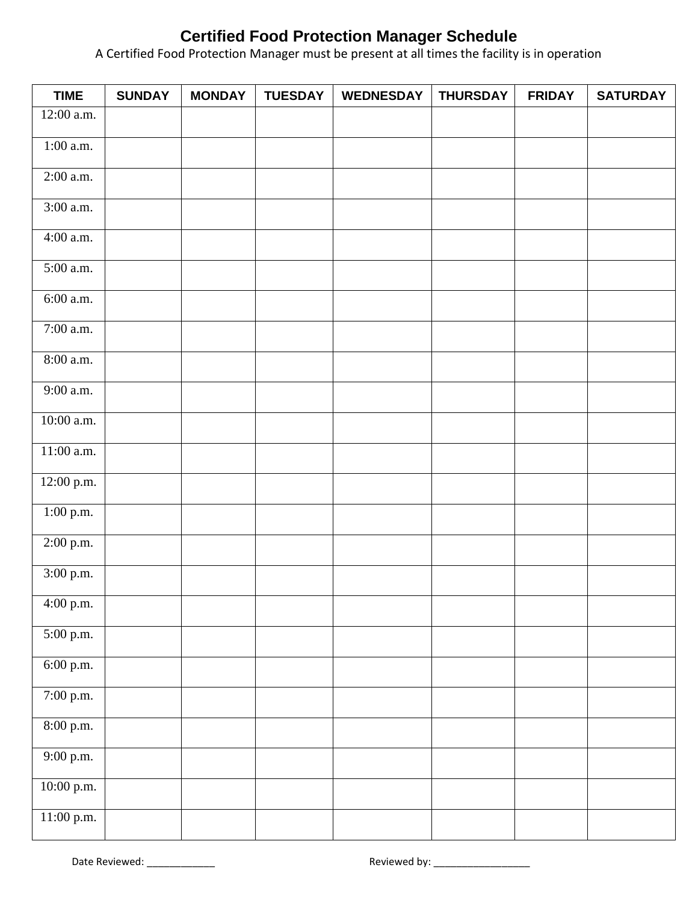# Certified Food Protection Manager Schedule

A Certified Food Protection Manager must be present at all times the facility is in operation

| TIME | SUNDAY | MONDAY | TUESDAY | WEDNESDAY | THURSDAY | FRIDAY | SATURDAY |
|---|---|---|---|---|---|---|---|
| 12:00 a.m. | | | | | | | |
| 1:00 a.m. | | | | | | | |
| 2:00 a.m. | | | | | | | |
| 3:00 a.m. | | | | | | | |
| 4:00 a.m. | | | | | | | |
| 5:00 a.m. | | | | | | | |
| 6:00 a.m. | | | | | | | |
| 7:00 a.m. | | | | | | | |
| 8:00 a.m. | | | | | | | |
| 9:00 a.m. | | | | | | | |
| 10:00 a.m. | | | | | | | |
| 11:00 a.m. | | | | | | | |
| 12:00 p.m. | | | | | | | |
| 1:00 p.m. | | | | | | | |
| 2:00 p.m. | | | | | | | |
| 3:00 p.m. | | | | | | | |
| 4:00 p.m. | | | | | | | |
| 5:00 p.m. | | | | | | | |
| 6:00 p.m. | | | | | | | |
| 7:00 p.m. | | | | | | | |
| 8:00 p.m. | | | | | | | |
| 9:00 p.m. | | | | | | | |
| 10:00 p.m. | | | | | | | |
| 11:00 p.m. | | | | | | | |

Date Reviewed: ____________ Reviewed by: _________________